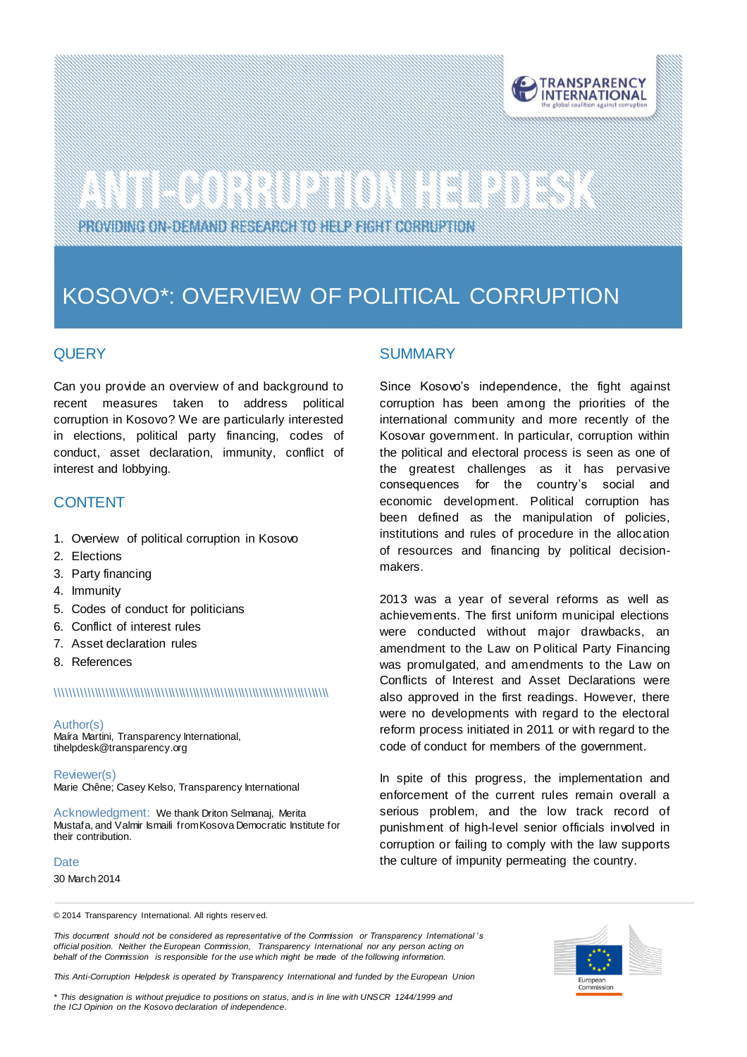ANTI-CORRUPTION HELPDESK

PROVIDING ON-DEMAND RESEARCH TO HELP FIGHT CORRUPTION

# KOSOVO*: OVERVIEW OF POLITICAL CORRUPTION

## QUERY

Can you provide an overview of and background to recent measures taken to address political corruption in Kosovo? We are particularly interested in elections, political party financing, codes of conduct, asset declaration, immunity, conflict of interest and lobbying.

## CONTENT

1. Overview of political corruption in Kosovo
2. Elections
3. Party financing
4. Immunity
5. Codes of conduct for politicians
6. Conflict of interest rules
7. Asset declaration rules
8. References

**Author(s)**
Maíra Martini, Transparency International, tihelpdesk@transparency.org

**Reviewer(s)**
Marie Chêne; Casey Kelso, Transparency International

**Acknowledgment:** We thank Driton Selmanaj, Merita Mustafa, and Valmir Ismaili from Kosova Democratic Institute for their contribution.

**Date**
30 March 2014

## SUMMARY

Since Kosovo's independence, the fight against corruption has been among the priorities of the international community and more recently of the Kosovar government. In particular, corruption within the political and electoral process is seen as one of the greatest challenges as it has pervasive consequences for the country's social and economic development. Political corruption has been defined as the manipulation of policies, institutions and rules of procedure in the allocation of resources and financing by political decision-makers.

2013 was a year of several reforms as well as achievements. The first uniform municipal elections were conducted without major drawbacks, an amendment to the Law on Political Party Financing was promulgated, and amendments to the Law on Conflicts of Interest and Asset Declarations were also approved in the first readings. However, there were no developments with regard to the electoral reform process initiated in 2011 or with regard to the code of conduct for members of the government.

In spite of this progress, the implementation and enforcement of the current rules remain overall a serious problem, and the low track record of punishment of high-level senior officials involved in corruption or failing to comply with the law supports the culture of impunity permeating the country.

© 2014 Transparency International. All rights reserved.

*This document should not be considered as representative of the Commission or Transparency International's official position. Neither the European Commission, Transparency International nor any person acting on behalf of the Commission is responsible for the use which might be made of the following information.*

*This Anti-Corruption Helpdesk is operated by Transparency International and funded by the European Union*

*\* This designation is without prejudice to positions on status, and is in line with UNSCR 1244/1999 and the ICJ Opinion on the Kosovo declaration of independence.*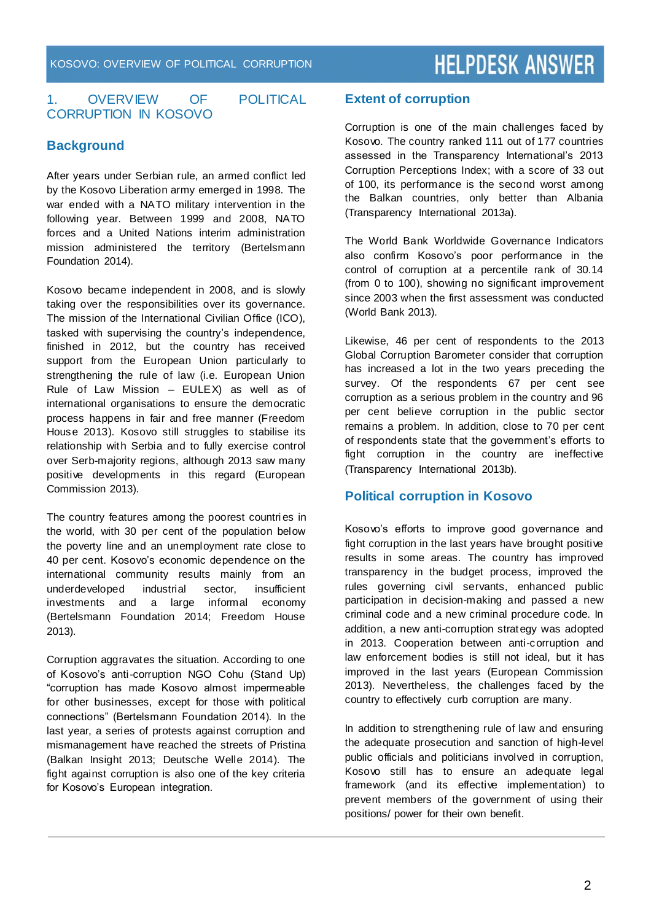## 1. OVERVIEW OF POLITICAL CORRUPTION IN KOSOVO

### Background

After years under Serbian rule, an armed conflict led by the Kosovo Liberation army emerged in 1998. The war ended with a NATO military intervention in the following year. Between 1999 and 2008, NATO forces and a United Nations interim administration mission administered the territory (Bertelsmann Foundation 2014).

Kosovo became independent in 2008, and is slowly taking over the responsibilities over its governance. The mission of the International Civilian Office (ICO), tasked with supervising the country's independence, finished in 2012, but the country has received support from the European Union particularly to strengthening the rule of law (i.e. European Union Rule of Law Mission – EULEX) as well as of international organisations to ensure the democratic process happens in fair and free manner (Freedom House 2013). Kosovo still struggles to stabilise its relationship with Serbia and to fully exercise control over Serb-majority regions, although 2013 saw many positive developments in this regard (European Commission 2013).

The country features among the poorest countries in the world, with 30 per cent of the population below the poverty line and an unemployment rate close to 40 per cent. Kosovo's economic dependence on the international community results mainly from an underdeveloped industrial sector, insufficient investments and a large informal economy (Bertelsmann Foundation 2014; Freedom House 2013).

Corruption aggravates the situation. According to one of Kosovo's anti-corruption NGO Cohu (Stand Up) "corruption has made Kosovo almost impermeable for other businesses, except for those with political connections" (Bertelsmann Foundation 2014). In the last year, a series of protests against corruption and mismanagement have reached the streets of Pristina (Balkan Insight 2013; Deutsche Welle 2014). The fight against corruption is also one of the key criteria for Kosovo's European integration.

### Extent of corruption

Corruption is one of the main challenges faced by Kosovo. The country ranked 111 out of 177 countries assessed in the Transparency International's 2013 Corruption Perceptions Index; with a score of 33 out of 100, its performance is the second worst among the Balkan countries, only better than Albania (Transparency International 2013a).

The World Bank Worldwide Governance Indicators also confirm Kosovo's poor performance in the control of corruption at a percentile rank of 30.14 (from 0 to 100), showing no significant improvement since 2003 when the first assessment was conducted (World Bank 2013).

Likewise, 46 per cent of respondents to the 2013 Global Corruption Barometer consider that corruption has increased a lot in the two years preceding the survey. Of the respondents 67 per cent see corruption as a serious problem in the country and 96 per cent believe corruption in the public sector remains a problem. In addition, close to 70 per cent of respondents state that the government's efforts to fight corruption in the country are ineffective (Transparency International 2013b).

### Political corruption in Kosovo

Kosovo's efforts to improve good governance and fight corruption in the last years have brought positive results in some areas. The country has improved transparency in the budget process, improved the rules governing civil servants, enhanced public participation in decision-making and passed a new criminal code and a new criminal procedure code. In addition, a new anti-corruption strategy was adopted in 2013. Cooperation between anti-corruption and law enforcement bodies is still not ideal, but it has improved in the last years (European Commission 2013). Nevertheless, the challenges faced by the country to effectively curb corruption are many.

In addition to strengthening rule of law and ensuring the adequate prosecution and sanction of high-level public officials and politicians involved in corruption, Kosovo still has to ensure an adequate legal framework (and its effective implementation) to prevent members of the government of using their positions/ power for their own benefit.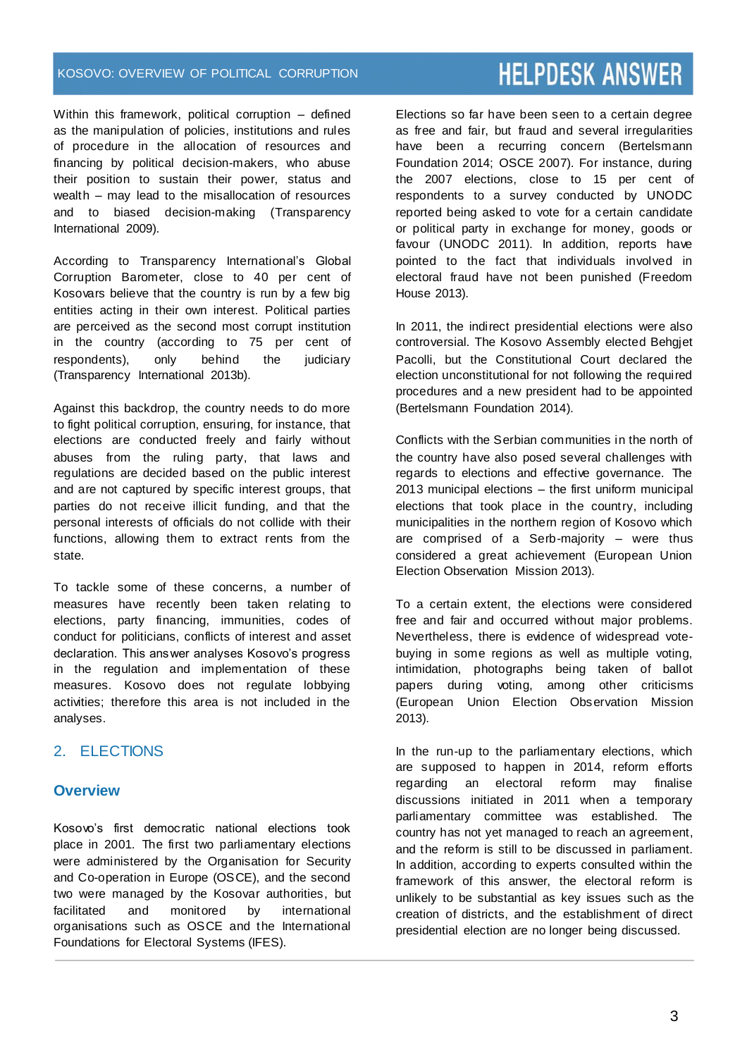Within this framework, political corruption – defined as the manipulation of policies, institutions and rules of procedure in the allocation of resources and financing by political decision-makers, who abuse their position to sustain their power, status and wealth – may lead to the misallocation of resources and to biased decision-making (Transparency International 2009).

According to Transparency International's Global Corruption Barometer, close to 40 per cent of Kosovars believe that the country is run by a few big entities acting in their own interest. Political parties are perceived as the second most corrupt institution in the country (according to 75 per cent of respondents), only behind the judiciary (Transparency International 2013b).

Against this backdrop, the country needs to do more to fight political corruption, ensuring, for instance, that elections are conducted freely and fairly without abuses from the ruling party, that laws and regulations are decided based on the public interest and are not captured by specific interest groups, that parties do not receive illicit funding, and that the personal interests of officials do not collide with their functions, allowing them to extract rents from the state.

To tackle some of these concerns, a number of measures have recently been taken relating to elections, party financing, immunities, codes of conduct for politicians, conflicts of interest and asset declaration. This answer analyses Kosovo's progress in the regulation and implementation of these measures. Kosovo does not regulate lobbying activities; therefore this area is not included in the analyses.

## 2. ELECTIONS

### Overview

Kosovo's first democratic national elections took place in 2001. The first two parliamentary elections were administered by the Organisation for Security and Co-operation in Europe (OSCE), and the second two were managed by the Kosovar authorities, but facilitated and monitored by international organisations such as OSCE and the International Foundations for Electoral Systems (IFES).

Elections so far have been seen to a certain degree as free and fair, but fraud and several irregularities have been a recurring concern (Bertelsmann Foundation 2014; OSCE 2007). For instance, during the 2007 elections, close to 15 per cent of respondents to a survey conducted by UNODC reported being asked to vote for a certain candidate or political party in exchange for money, goods or favour (UNODC 2011). In addition, reports have pointed to the fact that individuals involved in electoral fraud have not been punished (Freedom House 2013).

In 2011, the indirect presidential elections were also controversial. The Kosovo Assembly elected Behgjet Pacolli, but the Constitutional Court declared the election unconstitutional for not following the required procedures and a new president had to be appointed (Bertelsmann Foundation 2014).

Conflicts with the Serbian communities in the north of the country have also posed several challenges with regards to elections and effective governance. The 2013 municipal elections – the first uniform municipal elections that took place in the country, including municipalities in the northern region of Kosovo which are comprised of a Serb-majority – were thus considered a great achievement (European Union Election Observation Mission 2013).

To a certain extent, the elections were considered free and fair and occurred without major problems. Nevertheless, there is evidence of widespread vote-buying in some regions as well as multiple voting, intimidation, photographs being taken of ballot papers during voting, among other criticisms (European Union Election Observation Mission 2013).

In the run-up to the parliamentary elections, which are supposed to happen in 2014, reform efforts regarding an electoral reform may finalise discussions initiated in 2011 when a temporary parliamentary committee was established. The country has not yet managed to reach an agreement, and the reform is still to be discussed in parliament. In addition, according to experts consulted within the framework of this answer, the electoral reform is unlikely to be substantial as key issues such as the creation of districts, and the establishment of direct presidential election are no longer being discussed.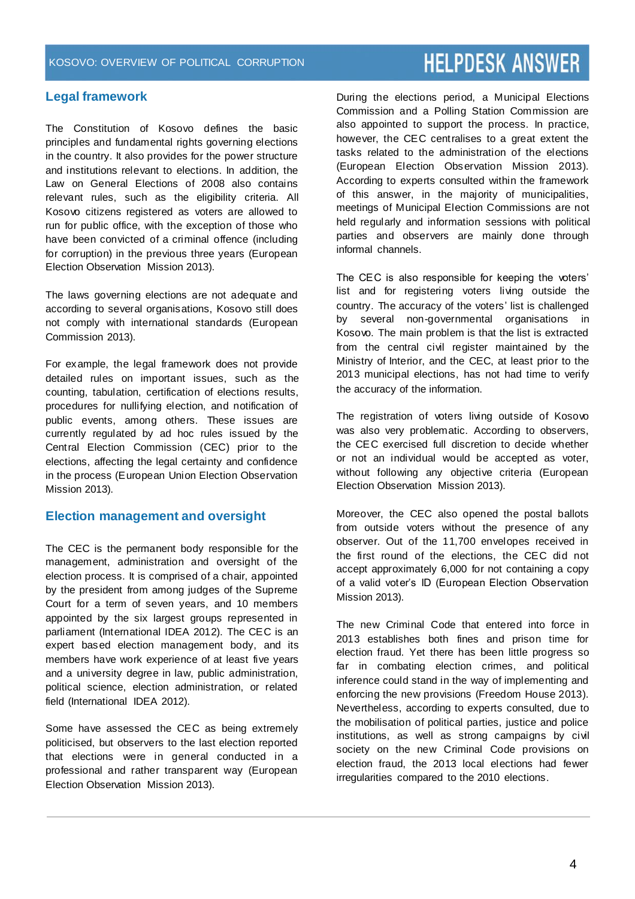## Legal framework

The Constitution of Kosovo defines the basic principles and fundamental rights governing elections in the country. It also provides for the power structure and institutions relevant to elections. In addition, the Law on General Elections of 2008 also contains relevant rules, such as the eligibility criteria. All Kosovo citizens registered as voters are allowed to run for public office, with the exception of those who have been convicted of a criminal offence (including for corruption) in the previous three years (European Election Observation Mission 2013).

The laws governing elections are not adequate and according to several organisations, Kosovo still does not comply with international standards (European Commission 2013).

For example, the legal framework does not provide detailed rules on important issues, such as the counting, tabulation, certification of elections results, procedures for nullifying election, and notification of public events, among others. These issues are currently regulated by ad hoc rules issued by the Central Election Commission (CEC) prior to the elections, affecting the legal certainty and confidence in the process (European Union Election Observation Mission 2013).

## Election management and oversight

The CEC is the permanent body responsible for the management, administration and oversight of the election process. It is comprised of a chair, appointed by the president from among judges of the Supreme Court for a term of seven years, and 10 members appointed by the six largest groups represented in parliament (International IDEA 2012). The CEC is an expert based election management body, and its members have work experience of at least five years and a university degree in law, public administration, political science, election administration, or related field (International IDEA 2012).

Some have assessed the CEC as being extremely politicised, but observers to the last election reported that elections were in general conducted in a professional and rather transparent way (European Election Observation Mission 2013).

During the elections period, a Municipal Elections Commission and a Polling Station Commission are also appointed to support the process. In practice, however, the CEC centralises to a great extent the tasks related to the administration of the elections (European Election Observation Mission 2013). According to experts consulted within the framework of this answer, in the majority of municipalities, meetings of Municipal Election Commissions are not held regularly and information sessions with political parties and observers are mainly done through informal channels.

The CEC is also responsible for keeping the voters' list and for registering voters living outside the country. The accuracy of the voters' list is challenged by several non-governmental organisations in Kosovo. The main problem is that the list is extracted from the central civil register maintained by the Ministry of Interior, and the CEC, at least prior to the 2013 municipal elections, has not had time to verify the accuracy of the information.

The registration of voters living outside of Kosovo was also very problematic. According to observers, the CEC exercised full discretion to decide whether or not an individual would be accepted as voter, without following any objective criteria (European Election Observation Mission 2013).

Moreover, the CEC also opened the postal ballots from outside voters without the presence of any observer. Out of the 11,700 envelopes received in the first round of the elections, the CEC did not accept approximately 6,000 for not containing a copy of a valid voter's ID (European Election Observation Mission 2013).

The new Criminal Code that entered into force in 2013 establishes both fines and prison time for election fraud. Yet there has been little progress so far in combating election crimes, and political inference could stand in the way of implementing and enforcing the new provisions (Freedom House 2013). Nevertheless, according to experts consulted, due to the mobilisation of political parties, justice and police institutions, as well as strong campaigns by civil society on the new Criminal Code provisions on election fraud, the 2013 local elections had fewer irregularities compared to the 2010 elections.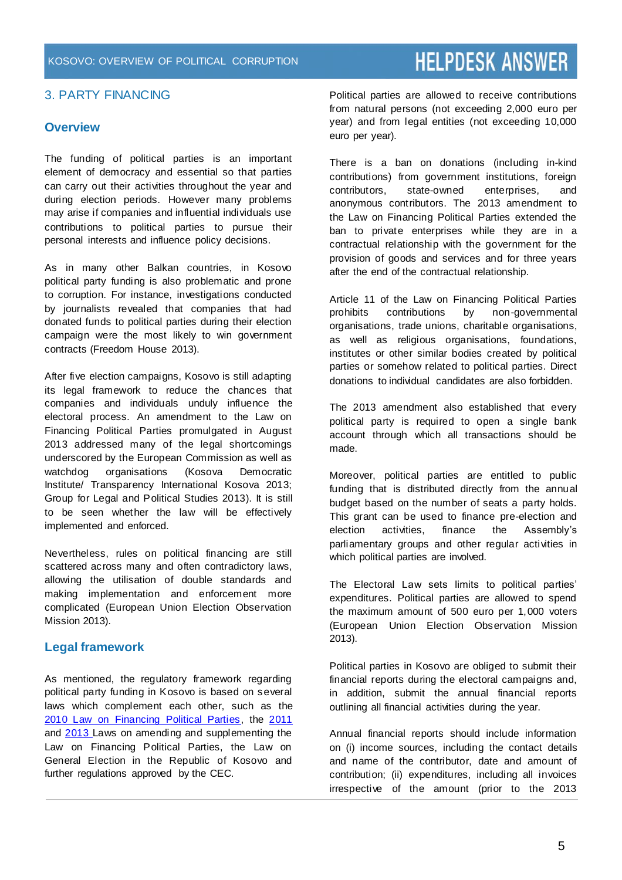## 3. PARTY FINANCING

### Overview

The funding of political parties is an important element of democracy and essential so that parties can carry out their activities throughout the year and during election periods. However many problems may arise if companies and influential individuals use contributions to political parties to pursue their personal interests and influence policy decisions.

As in many other Balkan countries, in Kosovo political party funding is also problematic and prone to corruption. For instance, investigations conducted by journalists revealed that companies that had donated funds to political parties during their election campaign were the most likely to win government contracts (Freedom House 2013).

After five election campaigns, Kosovo is still adapting its legal framework to reduce the chances that companies and individuals unduly influence the electoral process. An amendment to the Law on Financing Political Parties promulgated in August 2013 addressed many of the legal shortcomings underscored by the European Commission as well as watchdog organisations (Kosova Democratic Institute/ Transparency International Kosova 2013; Group for Legal and Political Studies 2013). It is still to be seen whether the law will be effectively implemented and enforced.

Nevertheless, rules on political financing are still scattered across many and often contradictory laws, allowing the utilisation of double standards and making implementation and enforcement more complicated (European Union Election Observation Mission 2013).

### Legal framework

As mentioned, the regulatory framework regarding political party funding in Kosovo is based on several laws which complement each other, such as the 2010 Law on Financing Political Parties, the 2011 and 2013 Laws on amending and supplementing the Law on Financing Political Parties, the Law on General Election in the Republic of Kosovo and further regulations approved by the CEC.

Political parties are allowed to receive contributions from natural persons (not exceeding 2,000 euro per year) and from legal entities (not exceeding 10,000 euro per year).

There is a ban on donations (including in-kind contributions) from government institutions, foreign contributors, state-owned enterprises, and anonymous contributors. The 2013 amendment to the Law on Financing Political Parties extended the ban to private enterprises while they are in a contractual relationship with the government for the provision of goods and services and for three years after the end of the contractual relationship.

Article 11 of the Law on Financing Political Parties prohibits contributions by non-governmental organisations, trade unions, charitable organisations, as well as religious organisations, foundations, institutes or other similar bodies created by political parties or somehow related to political parties. Direct donations to individual candidates are also forbidden.

The 2013 amendment also established that every political party is required to open a single bank account through which all transactions should be made.

Moreover, political parties are entitled to public funding that is distributed directly from the annual budget based on the number of seats a party holds. This grant can be used to finance pre-election and election activities, finance the Assembly's parliamentary groups and other regular activities in which political parties are involved.

The Electoral Law sets limits to political parties' expenditures. Political parties are allowed to spend the maximum amount of 500 euro per 1,000 voters (European Union Election Observation Mission 2013).

Political parties in Kosovo are obliged to submit their financial reports during the electoral campaigns and, in addition, submit the annual financial reports outlining all financial activities during the year.

Annual financial reports should include information on (i) income sources, including the contact details and name of the contributor, date and amount of contribution; (ii) expenditures, including all invoices irrespective of the amount (prior to the 2013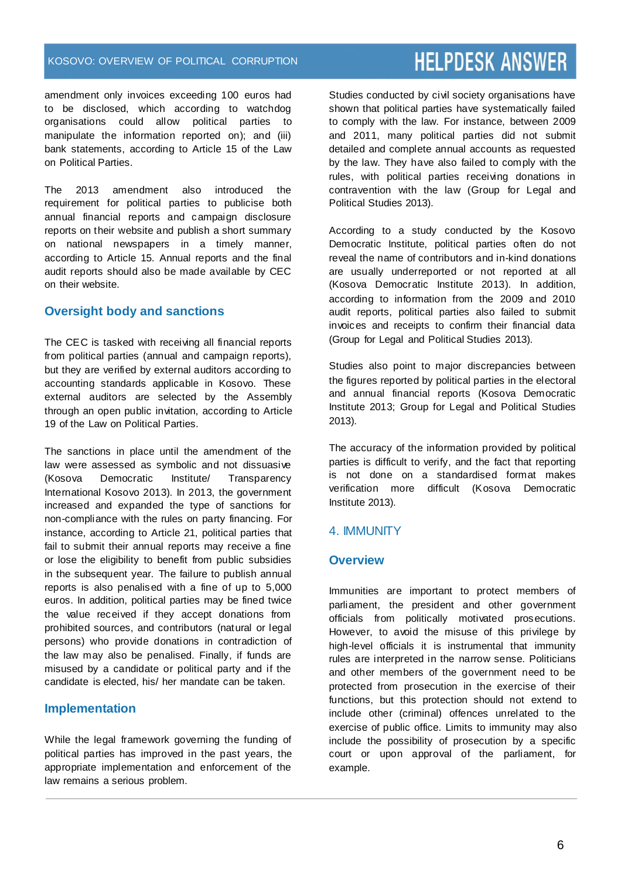amendment only invoices exceeding 100 euros had to be disclosed, which according to watchdog organisations could allow political parties to manipulate the information reported on); and (iii) bank statements, according to Article 15 of the Law on Political Parties.

The 2013 amendment also introduced the requirement for political parties to publicise both annual financial reports and campaign disclosure reports on their website and publish a short summary on national newspapers in a timely manner, according to Article 15. Annual reports and the final audit reports should also be made available by CEC on their website.

### Oversight body and sanctions

The CEC is tasked with receiving all financial reports from political parties (annual and campaign reports), but they are verified by external auditors according to accounting standards applicable in Kosovo. These external auditors are selected by the Assembly through an open public invitation, according to Article 19 of the Law on Political Parties.

The sanctions in place until the amendment of the law were assessed as symbolic and not dissuasive (Kosova Democratic Institute/ Transparency International Kosovo 2013). In 2013, the government increased and expanded the type of sanctions for non-compliance with the rules on party financing. For instance, according to Article 21, political parties that fail to submit their annual reports may receive a fine or lose the eligibility to benefit from public subsidies in the subsequent year. The failure to publish annual reports is also penalised with a fine of up to 5,000 euros. In addition, political parties may be fined twice the value received if they accept donations from prohibited sources, and contributors (natural or legal persons) who provide donations in contradiction of the law may also be penalised. Finally, if funds are misused by a candidate or political party and if the candidate is elected, his/ her mandate can be taken.

### Implementation

While the legal framework governing the funding of political parties has improved in the past years, the appropriate implementation and enforcement of the law remains a serious problem.

Studies conducted by civil society organisations have shown that political parties have systematically failed to comply with the law. For instance, between 2009 and 2011, many political parties did not submit detailed and complete annual accounts as requested by the law. They have also failed to comply with the rules, with political parties receiving donations in contravention with the law (Group for Legal and Political Studies 2013).

According to a study conducted by the Kosovo Democratic Institute, political parties often do not reveal the name of contributors and in-kind donations are usually underreported or not reported at all (Kosova Democratic Institute 2013). In addition, according to information from the 2009 and 2010 audit reports, political parties also failed to submit invoices and receipts to confirm their financial data (Group for Legal and Political Studies 2013).

Studies also point to major discrepancies between the figures reported by political parties in the electoral and annual financial reports (Kosova Democratic Institute 2013; Group for Legal and Political Studies 2013).

The accuracy of the information provided by political parties is difficult to verify, and the fact that reporting is not done on a standardised format makes verification more difficult (Kosova Democratic Institute 2013).

## 4. IMMUNITY

### Overview

Immunities are important to protect members of parliament, the president and other government officials from politically motivated prosecutions. However, to avoid the misuse of this privilege by high-level officials it is instrumental that immunity rules are interpreted in the narrow sense. Politicians and other members of the government need to be protected from prosecution in the exercise of their functions, but this protection should not extend to include other (criminal) offences unrelated to the exercise of public office. Limits to immunity may also include the possibility of prosecution by a specific court or upon approval of the parliament, for example.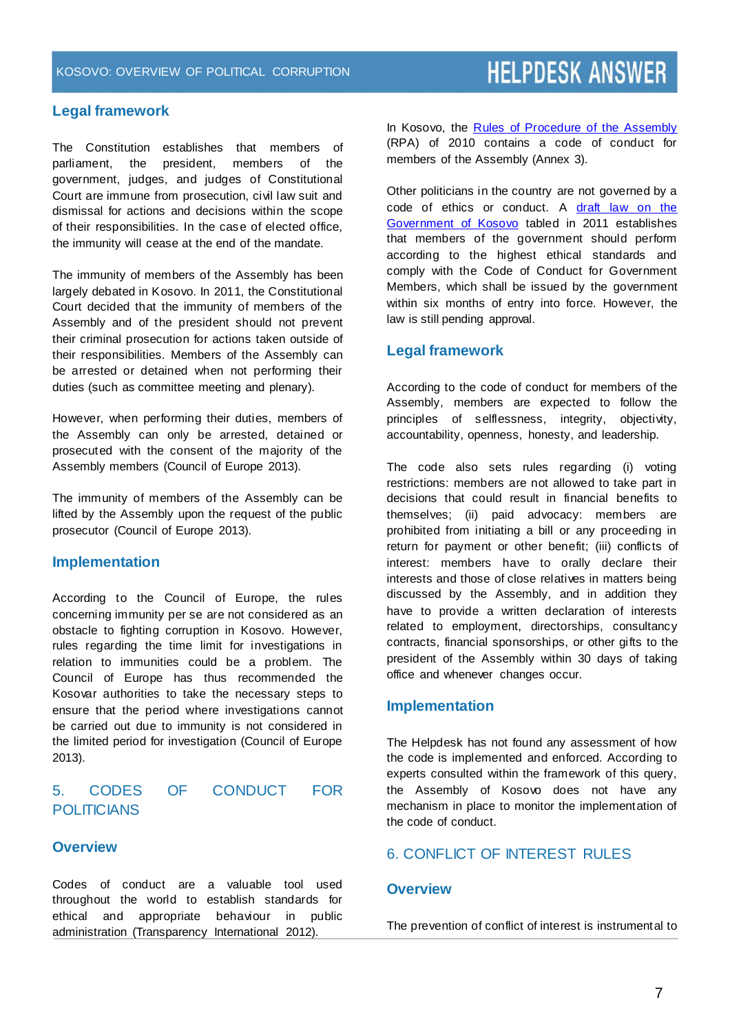### Legal framework

The Constitution establishes that members of parliament, the president, members of the government, judges, and judges of Constitutional Court are immune from prosecution, civil law suit and dismissal for actions and decisions within the scope of their responsibilities. In the case of elected office, the immunity will cease at the end of the mandate.

The immunity of members of the Assembly has been largely debated in Kosovo. In 2011, the Constitutional Court decided that the immunity of members of the Assembly and of the president should not prevent their criminal prosecution for actions taken outside of their responsibilities. Members of the Assembly can be arrested or detained when not performing their duties (such as committee meeting and plenary).

However, when performing their duties, members of the Assembly can only be arrested, detained or prosecuted with the consent of the majority of the Assembly members (Council of Europe 2013).

The immunity of members of the Assembly can be lifted by the Assembly upon the request of the public prosecutor (Council of Europe 2013).

### Implementation

According to the Council of Europe, the rules concerning immunity per se are not considered as an obstacle to fighting corruption in Kosovo. However, rules regarding the time limit for investigations in relation to immunities could be a problem. The Council of Europe has thus recommended the Kosovar authorities to take the necessary steps to ensure that the period where investigations cannot be carried out due to immunity is not considered in the limited period for investigation (Council of Europe 2013).

## 5. CODES OF CONDUCT FOR POLITICIANS

### Overview

Codes of conduct are a valuable tool used throughout the world to establish standards for ethical and appropriate behaviour in public administration (Transparency International 2012).

In Kosovo, the [Rules of Procedure of the Assembly]() (RPA) of 2010 contains a code of conduct for members of the Assembly (Annex 3).

Other politicians in the country are not governed by a code of ethics or conduct. A [draft law on the Government of Kosovo]() tabled in 2011 establishes that members of the government should perform according to the highest ethical standards and comply with the Code of Conduct for Government Members, which shall be issued by the government within six months of entry into force. However, the law is still pending approval.

### Legal framework

According to the code of conduct for members of the Assembly, members are expected to follow the principles of selflessness, integrity, objectivity, accountability, openness, honesty, and leadership.

The code also sets rules regarding (i) voting restrictions: members are not allowed to take part in decisions that could result in financial benefits to themselves; (ii) paid advocacy: members are prohibited from initiating a bill or any proceeding in return for payment or other benefit; (iii) conflicts of interest: members have to orally declare their interests and those of close relatives in matters being discussed by the Assembly, and in addition they have to provide a written declaration of interests related to employment, directorships, consultancy contracts, financial sponsorships, or other gifts to the president of the Assembly within 30 days of taking office and whenever changes occur.

### Implementation

The Helpdesk has not found any assessment of how the code is implemented and enforced. According to experts consulted within the framework of this query, the Assembly of Kosovo does not have any mechanism in place to monitor the implementation of the code of conduct.

## 6. CONFLICT OF INTEREST RULES

### Overview

The prevention of conflict of interest is instrumental to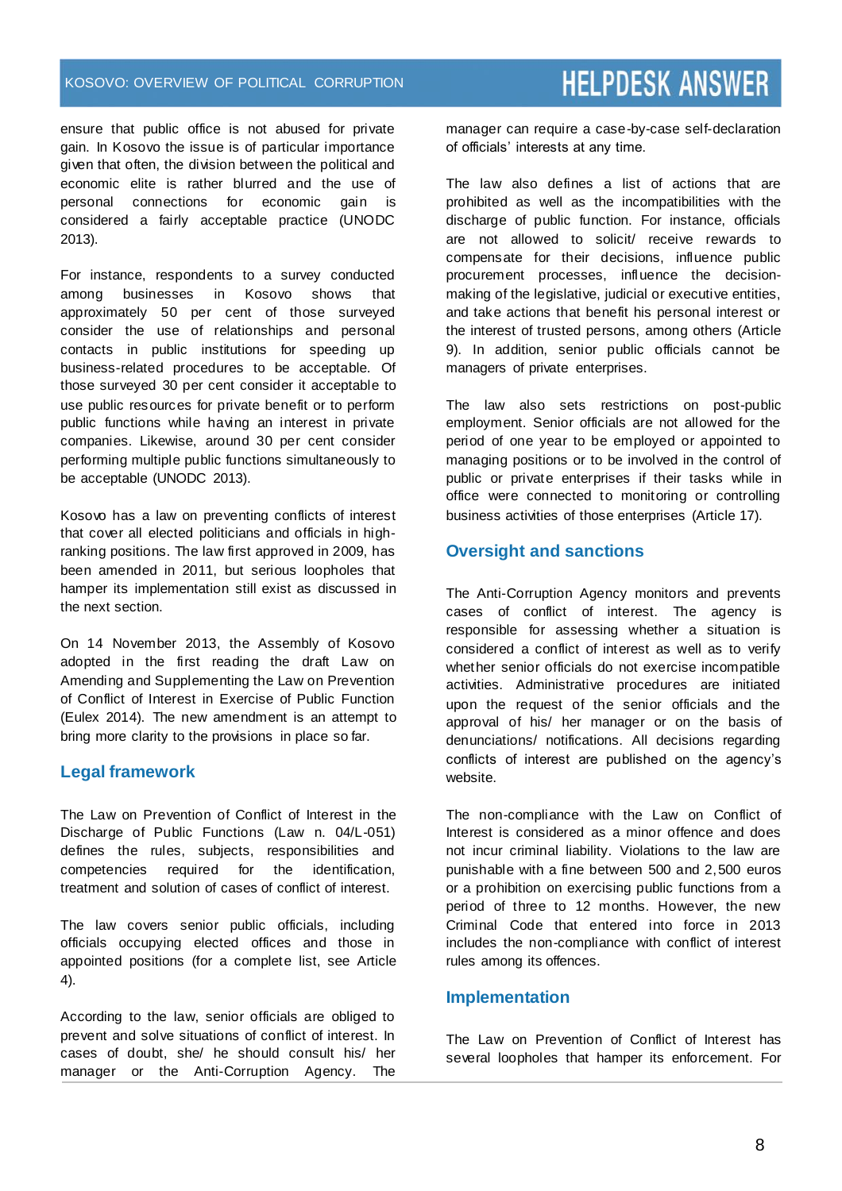ensure that public office is not abused for private gain. In Kosovo the issue is of particular importance given that often, the division between the political and economic elite is rather blurred and the use of personal connections for economic gain is considered a fairly acceptable practice (UNODC 2013).

For instance, respondents to a survey conducted among businesses in Kosovo shows that approximately 50 per cent of those surveyed consider the use of relationships and personal contacts in public institutions for speeding up business-related procedures to be acceptable. Of those surveyed 30 per cent consider it acceptable to use public resources for private benefit or to perform public functions while having an interest in private companies. Likewise, around 30 per cent consider performing multiple public functions simultaneously to be acceptable (UNODC 2013).

Kosovo has a law on preventing conflicts of interest that cover all elected politicians and officials in high-ranking positions. The law first approved in 2009, has been amended in 2011, but serious loopholes that hamper its implementation still exist as discussed in the next section.

On 14 November 2013, the Assembly of Kosovo adopted in the first reading the draft Law on Amending and Supplementing the Law on Prevention of Conflict of Interest in Exercise of Public Function (Eulex 2014). The new amendment is an attempt to bring more clarity to the provisions in place so far.

## Legal framework

The Law on Prevention of Conflict of Interest in the Discharge of Public Functions (Law n. 04/L-051) defines the rules, subjects, responsibilities and competencies required for the identification, treatment and solution of cases of conflict of interest.

The law covers senior public officials, including officials occupying elected offices and those in appointed positions (for a complete list, see Article 4).

According to the law, senior officials are obliged to prevent and solve situations of conflict of interest. In cases of doubt, she/ he should consult his/ her manager or the Anti-Corruption Agency. The manager can require a case-by-case self-declaration of officials' interests at any time.

The law also defines a list of actions that are prohibited as well as the incompatibilities with the discharge of public function. For instance, officials are not allowed to solicit/ receive rewards to compensate for their decisions, influence public procurement processes, influence the decision-making of the legislative, judicial or executive entities, and take actions that benefit his personal interest or the interest of trusted persons, among others (Article 9). In addition, senior public officials cannot be managers of private enterprises.

The law also sets restrictions on post-public employment. Senior officials are not allowed for the period of one year to be employed or appointed to managing positions or to be involved in the control of public or private enterprises if their tasks while in office were connected to monitoring or controlling business activities of those enterprises (Article 17).

## Oversight and sanctions

The Anti-Corruption Agency monitors and prevents cases of conflict of interest. The agency is responsible for assessing whether a situation is considered a conflict of interest as well as to verify whether senior officials do not exercise incompatible activities. Administrative procedures are initiated upon the request of the senior officials and the approval of his/ her manager or on the basis of denunciations/ notifications. All decisions regarding conflicts of interest are published on the agency's website.

The non-compliance with the Law on Conflict of Interest is considered as a minor offence and does not incur criminal liability. Violations to the law are punishable with a fine between 500 and 2,500 euros or a prohibition on exercising public functions from a period of three to 12 months. However, the new Criminal Code that entered into force in 2013 includes the non-compliance with conflict of interest rules among its offences.

## Implementation

The Law on Prevention of Conflict of Interest has several loopholes that hamper its enforcement. For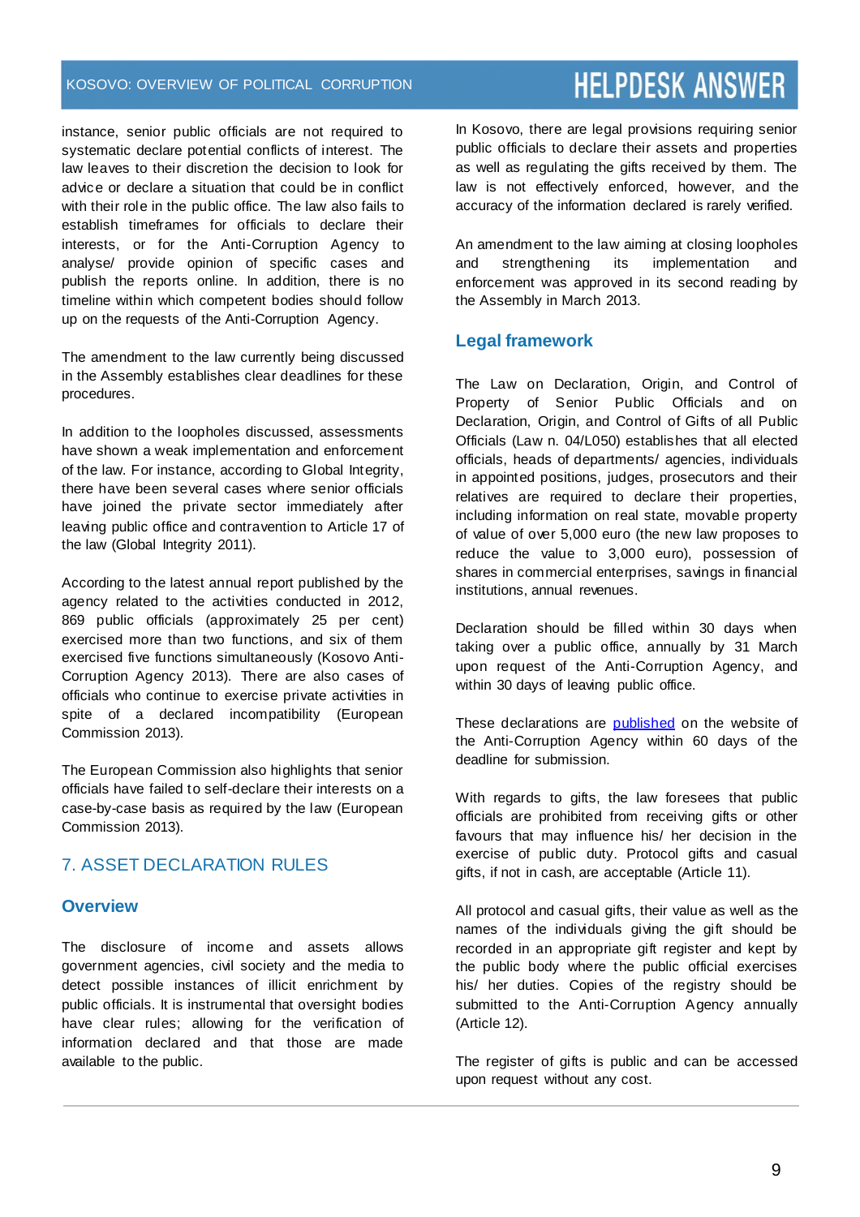instance, senior public officials are not required to systematic declare potential conflicts of interest. The law leaves to their discretion the decision to look for advice or declare a situation that could be in conflict with their role in the public office. The law also fails to establish timeframes for officials to declare their interests, or for the Anti-Corruption Agency to analyse/ provide opinion of specific cases and publish the reports online. In addition, there is no timeline within which competent bodies should follow up on the requests of the Anti-Corruption Agency.

The amendment to the law currently being discussed in the Assembly establishes clear deadlines for these procedures.

In addition to the loopholes discussed, assessments have shown a weak implementation and enforcement of the law. For instance, according to Global Integrity, there have been several cases where senior officials have joined the private sector immediately after leaving public office and contravention to Article 17 of the law (Global Integrity 2011).

According to the latest annual report published by the agency related to the activities conducted in 2012, 869 public officials (approximately 25 per cent) exercised more than two functions, and six of them exercised five functions simultaneously (Kosovo Anti-Corruption Agency 2013). There are also cases of officials who continue to exercise private activities in spite of a declared incompatibility (European Commission 2013).

The European Commission also highlights that senior officials have failed to self-declare their interests on a case-by-case basis as required by the law (European Commission 2013).

## 7. ASSET DECLARATION RULES

### Overview

The disclosure of income and assets allows government agencies, civil society and the media to detect possible instances of illicit enrichment by public officials. It is instrumental that oversight bodies have clear rules; allowing for the verification of information declared and that those are made available to the public.

In Kosovo, there are legal provisions requiring senior public officials to declare their assets and properties as well as regulating the gifts received by them. The law is not effectively enforced, however, and the accuracy of the information declared is rarely verified.

An amendment to the law aiming at closing loopholes and strengthening its implementation and enforcement was approved in its second reading by the Assembly in March 2013.

### Legal framework

The Law on Declaration, Origin, and Control of Property of Senior Public Officials and on Declaration, Origin, and Control of Gifts of all Public Officials (Law n. 04/L050) establishes that all elected officials, heads of departments/ agencies, individuals in appointed positions, judges, prosecutors and their relatives are required to declare their properties, including information on real state, movable property of value of over 5,000 euro (the new law proposes to reduce the value to 3,000 euro), possession of shares in commercial enterprises, savings in financial institutions, annual revenues.

Declaration should be filled within 30 days when taking over a public office, annually by 31 March upon request of the Anti-Corruption Agency, and within 30 days of leaving public office.

These declarations are published on the website of the Anti-Corruption Agency within 60 days of the deadline for submission.

With regards to gifts, the law foresees that public officials are prohibited from receiving gifts or other favours that may influence his/ her decision in the exercise of public duty. Protocol gifts and casual gifts, if not in cash, are acceptable (Article 11).

All protocol and casual gifts, their value as well as the names of the individuals giving the gift should be recorded in an appropriate gift register and kept by the public body where the public official exercises his/ her duties. Copies of the registry should be submitted to the Anti-Corruption Agency annually (Article 12).

The register of gifts is public and can be accessed upon request without any cost.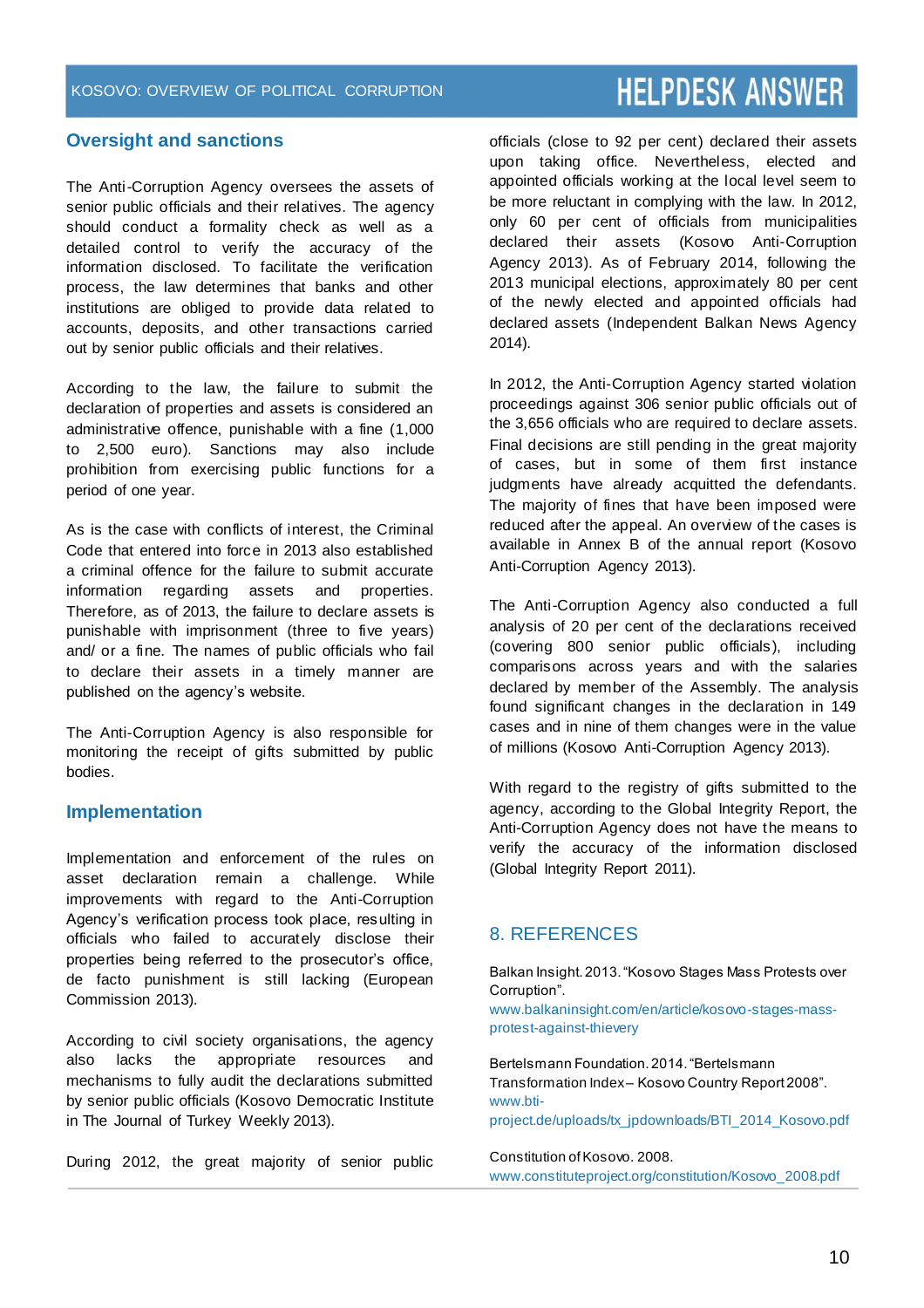## Oversight and sanctions

The Anti-Corruption Agency oversees the assets of senior public officials and their relatives. The agency should conduct a formality check as well as a detailed control to verify the accuracy of the information disclosed. To facilitate the verification process, the law determines that banks and other institutions are obliged to provide data related to accounts, deposits, and other transactions carried out by senior public officials and their relatives.

According to the law, the failure to submit the declaration of properties and assets is considered an administrative offence, punishable with a fine (1,000 to 2,500 euro). Sanctions may also include prohibition from exercising public functions for a period of one year.

As is the case with conflicts of interest, the Criminal Code that entered into force in 2013 also established a criminal offence for the failure to submit accurate information regarding assets and properties. Therefore, as of 2013, the failure to declare assets is punishable with imprisonment (three to five years) and/ or a fine. The names of public officials who fail to declare their assets in a timely manner are published on the agency's website.

The Anti-Corruption Agency is also responsible for monitoring the receipt of gifts submitted by public bodies.

## Implementation

Implementation and enforcement of the rules on asset declaration remain a challenge. While improvements with regard to the Anti-Corruption Agency's verification process took place, resulting in officials who failed to accurately disclose their properties being referred to the prosecutor's office, de facto punishment is still lacking (European Commission 2013).

According to civil society organisations, the agency also lacks the appropriate resources and mechanisms to fully audit the declarations submitted by senior public officials (Kosovo Democratic Institute in The Journal of Turkey Weekly 2013).

During 2012, the great majority of senior public officials (close to 92 per cent) declared their assets upon taking office. Nevertheless, elected and appointed officials working at the local level seem to be more reluctant in complying with the law. In 2012, only 60 per cent of officials from municipalities declared their assets (Kosovo Anti-Corruption Agency 2013). As of February 2014, following the 2013 municipal elections, approximately 80 per cent of the newly elected and appointed officials had declared assets (Independent Balkan News Agency 2014).

In 2012, the Anti-Corruption Agency started violation proceedings against 306 senior public officials out of the 3,656 officials who are required to declare assets. Final decisions are still pending in the great majority of cases, but in some of them first instance judgments have already acquitted the defendants. The majority of fines that have been imposed were reduced after the appeal. An overview of the cases is available in Annex B of the annual report (Kosovo Anti-Corruption Agency 2013).

The Anti-Corruption Agency also conducted a full analysis of 20 per cent of the declarations received (covering 800 senior public officials), including comparisons across years and with the salaries declared by member of the Assembly. The analysis found significant changes in the declaration in 149 cases and in nine of them changes were in the value of millions (Kosovo Anti-Corruption Agency 2013).

With regard to the registry of gifts submitted to the agency, according to the Global Integrity Report, the Anti-Corruption Agency does not have the means to verify the accuracy of the information disclosed (Global Integrity Report 2011).

# 8. REFERENCES

Balkan Insight. 2013. "Kosovo Stages Mass Protests over Corruption".
www.balkaninsight.com/en/article/kosovo-stages-mass-protest-against-thievery

Bertelsmann Foundation. 2014. "Bertelsmann Transformation Index – Kosovo Country Report 2008".
www.bti-project.de/uploads/tx_jpdownloads/BTI_2014_Kosovo.pdf

Constitution of Kosovo. 2008.
www.constituteproject.org/constitution/Kosovo_2008.pdf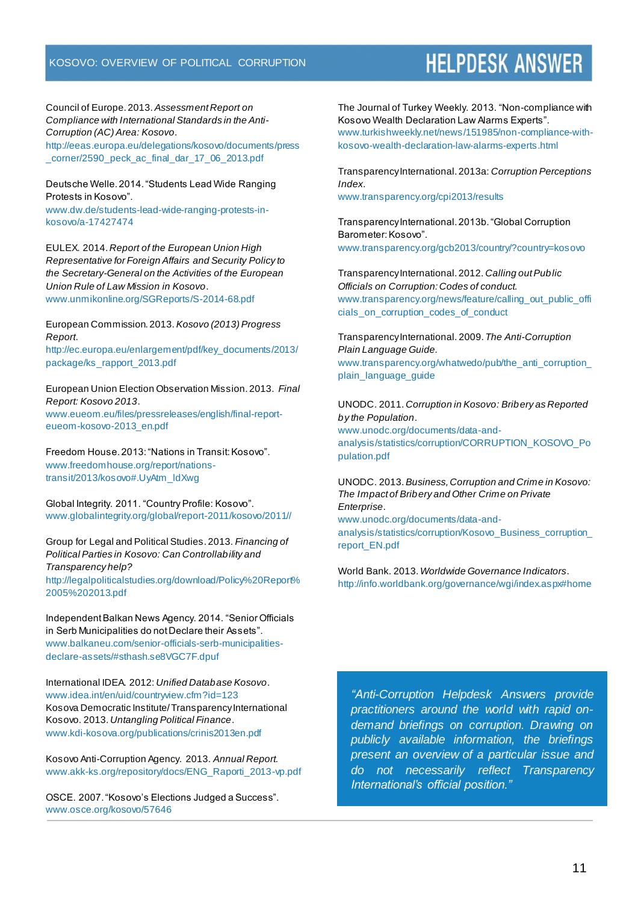Council of Europe. 2013. *Assessment Report on Compliance with International Standards in the Anti-Corruption (AC) Area: Kosovo*.
http://eeas.europa.eu/delegations/kosovo/documents/press_corner/2590_peck_ac_final_dar_17_06_2013.pdf

Deutsche Welle. 2014. "Students Lead Wide Ranging Protests in Kosovo".
www.dw.de/students-lead-wide-ranging-protests-in-kosovo/a-17427474

EULEX. 2014. *Report of the European Union High Representative for Foreign Affairs and Security Policy to the Secretary-General on the Activities of the European Union Rule of Law Mission in Kosovo*.
www.unmikonline.org/SGReports/S-2014-68.pdf

European Commission. 2013. *Kosovo (2013) Progress Report*.
http://ec.europa.eu/enlargement/pdf/key_documents/2013/package/ks_rapport_2013.pdf

European Union Election Observation Mission. 2013. *Final Report: Kosovo 2013*.
www.eueom.eu/files/pressreleases/english/final-report-eueom-kosovo-2013_en.pdf

Freedom House. 2013: "Nations in Transit: Kosovo".
www.freedomhouse.org/report/nations-transit/2013/kosovo#.UyAtm_ldXwg

Global Integrity. 2011. "Country Profile: Kosovo".
www.globalintegrity.org/global/report-2011/kosovo/2011//

Group for Legal and Political Studies. 2013. *Financing of Political Parties in Kosovo: Can Controllability and Transparency help?*
http://legalpoliticalstudies.org/download/Policy%20Report%2005%202013.pdf

Independent Balkan News Agency. 2014. "Senior Officials in Serb Municipalities do not Declare their Assets".
www.balkaneu.com/senior-officials-serb-municipalities-declare-assets/#sthash.se8VGC7F.dpuf

International IDEA. 2012: *Unified Database Kosovo*.
www.idea.int/en/uid/countryview.cfm?id=123

Kosova Democratic Institute/ Transparency International Kosovo. 2013. *Untangling Political Finance*.
www.kdi-kosova.org/publications/crinis2013en.pdf

Kosovo Anti-Corruption Agency. 2013. *Annual Report.*
www.akk-ks.org/repository/docs/ENG_Raporti_2013-vp.pdf

OSCE. 2007. "Kosovo's Elections Judged a Success".
www.osce.org/kosovo/57646

The Journal of Turkey Weekly. 2013. "Non-compliance with Kosovo Wealth Declaration Law Alarms Experts".
www.turkishweekly.net/news/151985/non-compliance-with-kosovo-wealth-declaration-law-alarms-experts.html

Transparency International. 2013a: *Corruption Perceptions Index*.
www.transparency.org/cpi2013/results

Transparency International. 2013b. "Global Corruption Barometer: Kosovo".
www.transparency.org/gcb2013/country/?country=kosovo

Transparency International. 2012. *Calling out Public Officials on Corruption: Codes of conduct.*
www.transparency.org/news/feature/calling_out_public_officials_on_corruption_codes_of_conduct

Transparency International. 2009. *The Anti-Corruption Plain Language Guide*.
www.transparency.org/whatwedo/pub/the_anti_corruption_plain_language_guide

UNODC. 2011. *Corruption in Kosovo: Bribery as Reported by the Population*.
www.unodc.org/documents/data-and-analysis/statistics/corruption/CORRUPTION_KOSOVO_Population.pdf

UNODC. 2013. *Business, Corruption and Crime in Kosovo: The Impact of Bribery and Other Crime on Private Enterprise*.
www.unodc.org/documents/data-and-analysis/statistics/corruption/Kosovo_Business_corruption_report_EN.pdf

World Bank. 2013. *Worldwide Governance Indicators*.
http://info.worldbank.org/governance/wgi/index.aspx#home

*"Anti-Corruption Helpdesk Answers provide practitioners around the world with rapid on-demand briefings on corruption. Drawing on publicly available information, the briefings present an overview of a particular issue and do not necessarily reflect Transparency International's official position."*